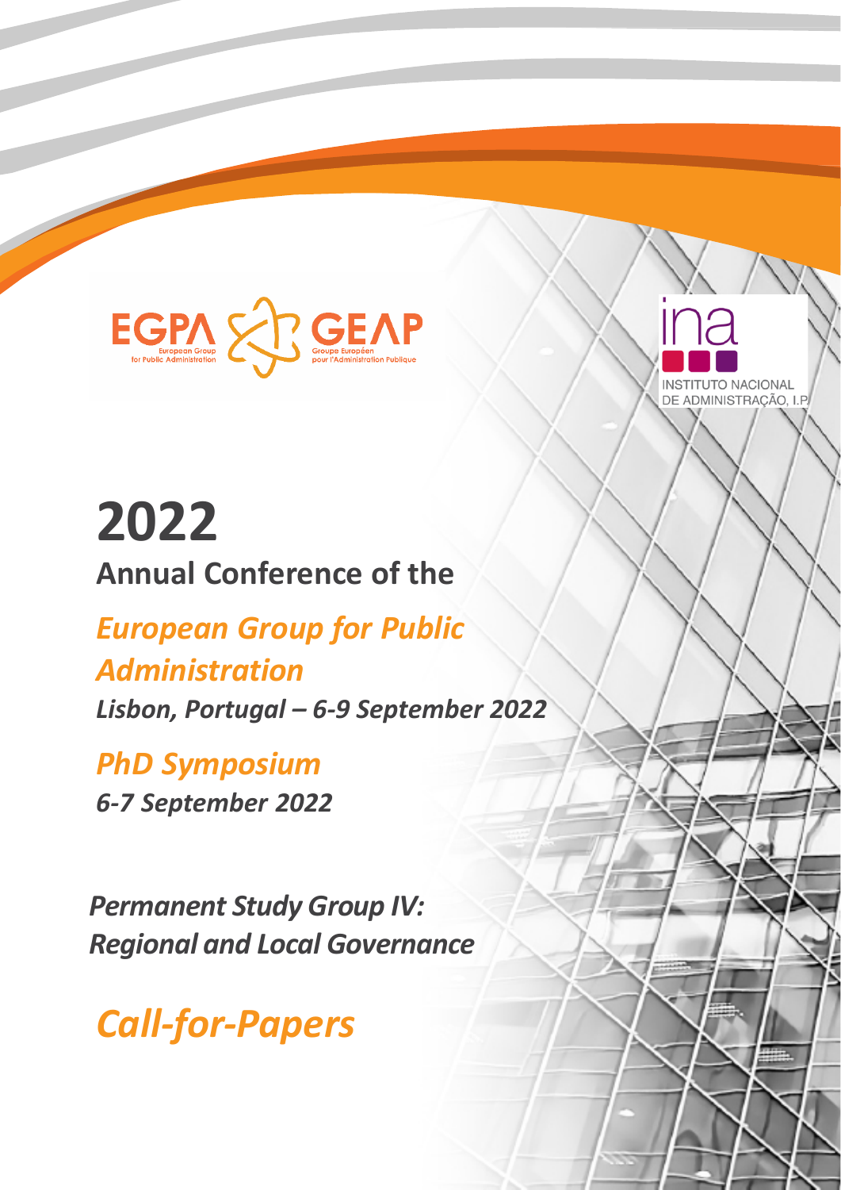EGPA — European Group for Public Administration | GEAP — Groupe Européen pour l'Administration Publique

ina — INSTITUTO NACIONAL DE ADMINISTRAÇÃO, I.P.

# 2022

## Annual Conference of the

## *European Group for Public Administration*

***Lisbon, Portugal – 6-9 September 2022***

## *PhD Symposium*

***6-7 September 2022***

## *Permanent Study Group IV: Regional and Local Governance*

# *Call-for-Papers*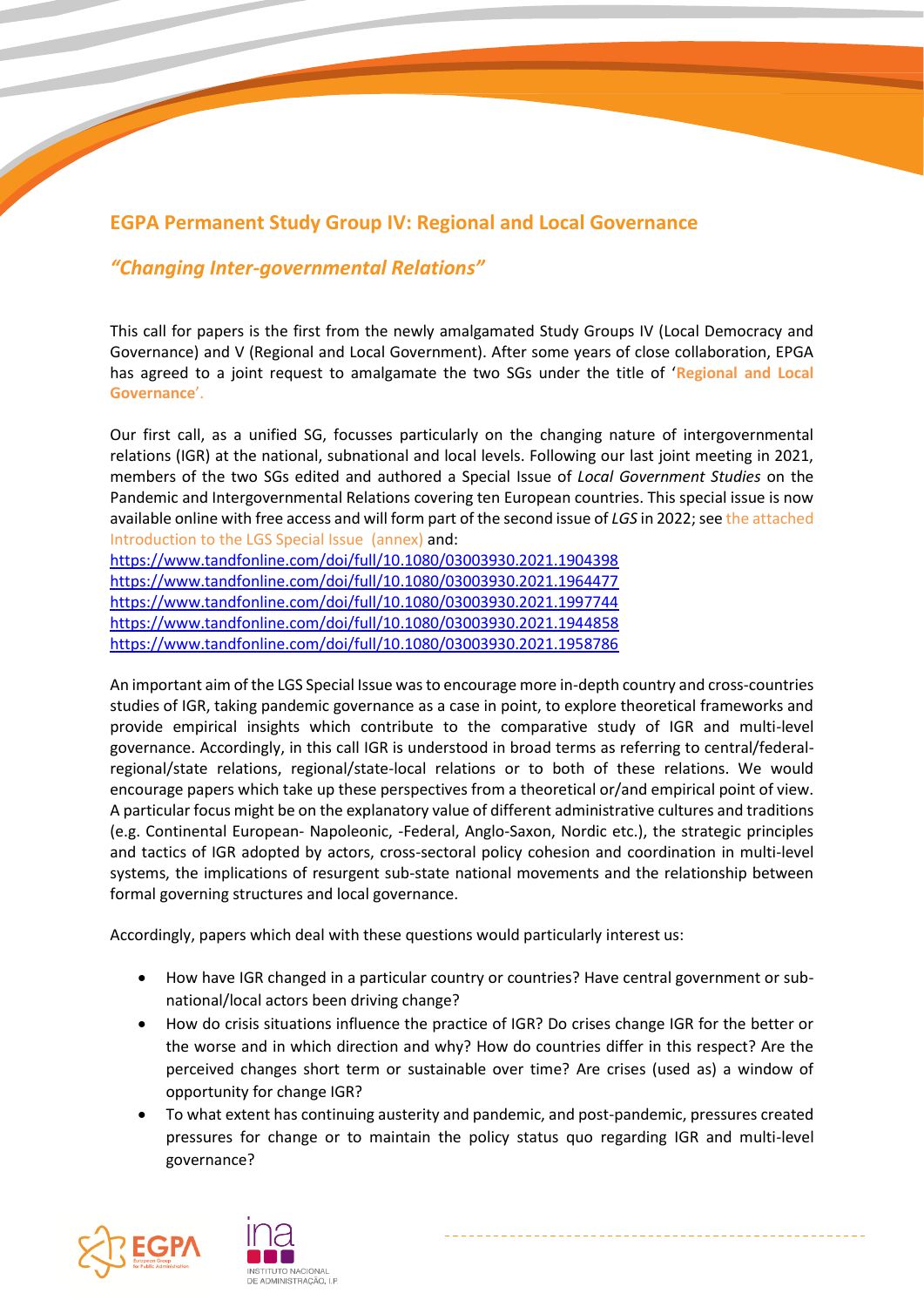## EGPA Permanent Study Group IV: Regional and Local Governance

### *"Changing Inter-governmental Relations"*

This call for papers is the first from the newly amalgamated Study Groups IV (Local Democracy and Governance) and V (Regional and Local Government). After some years of close collaboration, EPGA has agreed to a joint request to amalgamate the two SGs under the title of '**Regional and Local Governance**'.

Our first call, as a unified SG, focusses particularly on the changing nature of intergovernmental relations (IGR) at the national, subnational and local levels. Following our last joint meeting in 2021, members of the two SGs edited and authored a Special Issue of *Local Government Studies* on the Pandemic and Intergovernmental Relations covering ten European countries. This special issue is now available online with free access and will form part of the second issue of *LGS* in 2022; see the attached Introduction to the LGS Special Issue (annex) and:
https://www.tandfonline.com/doi/full/10.1080/03003930.2021.1904398
https://www.tandfonline.com/doi/full/10.1080/03003930.2021.1964477
https://www.tandfonline.com/doi/full/10.1080/03003930.2021.1997744
https://www.tandfonline.com/doi/full/10.1080/03003930.2021.1944858
https://www.tandfonline.com/doi/full/10.1080/03003930.2021.1958786

An important aim of the LGS Special Issue was to encourage more in-depth country and cross-countries studies of IGR, taking pandemic governance as a case in point, to explore theoretical frameworks and provide empirical insights which contribute to the comparative study of IGR and multi-level governance. Accordingly, in this call IGR is understood in broad terms as referring to central/federal-regional/state relations, regional/state-local relations or to both of these relations. We would encourage papers which take up these perspectives from a theoretical or/and empirical point of view. A particular focus might be on the explanatory value of different administrative cultures and traditions (e.g. Continental European- Napoleonic, -Federal, Anglo-Saxon, Nordic etc.), the strategic principles and tactics of IGR adopted by actors, cross-sectoral policy cohesion and coordination in multi-level systems, the implications of resurgent sub-state national movements and the relationship between formal governing structures and local governance.

Accordingly, papers which deal with these questions would particularly interest us:

- How have IGR changed in a particular country or countries? Have central government or sub-national/local actors been driving change?
- How do crisis situations influence the practice of IGR? Do crises change IGR for the better or the worse and in which direction and why? How do countries differ in this respect? Are the perceived changes short term or sustainable over time? Are crises (used as) a window of opportunity for change IGR?
- To what extent has continuing austerity and pandemic, and post-pandemic, pressures created pressures for change or to maintain the policy status quo regarding IGR and multi-level governance?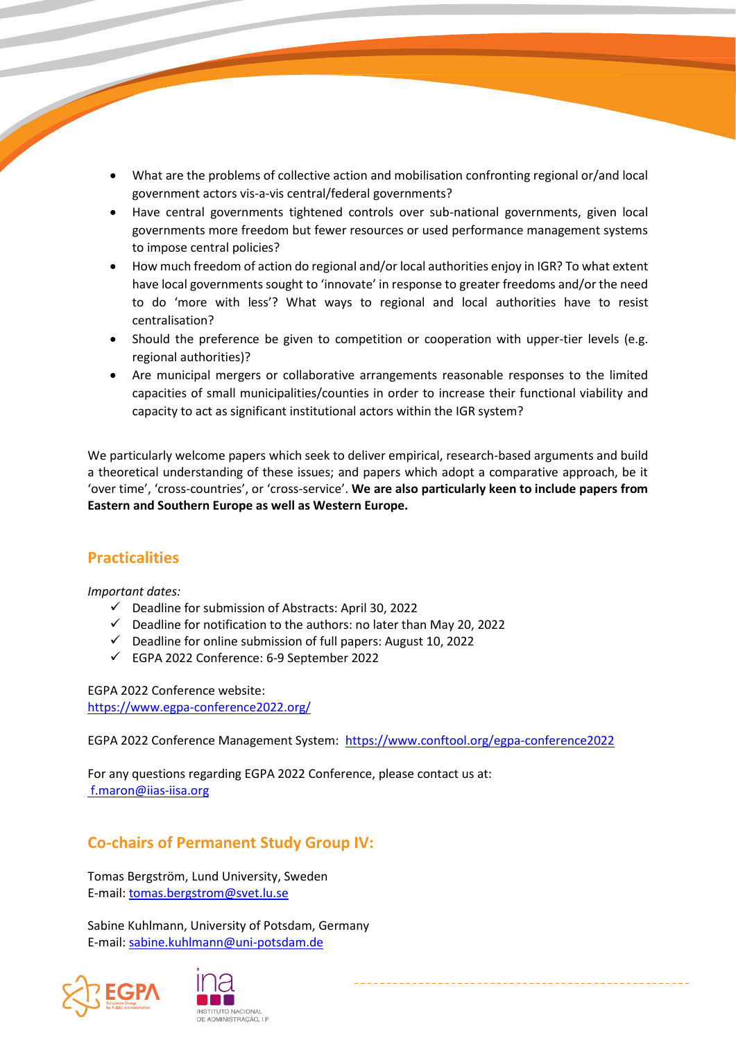- What are the problems of collective action and mobilisation confronting regional or/and local government actors vis-a-vis central/federal governments?
- Have central governments tightened controls over sub-national governments, given local governments more freedom but fewer resources or used performance management systems to impose central policies?
- How much freedom of action do regional and/or local authorities enjoy in IGR? To what extent have local governments sought to 'innovate' in response to greater freedoms and/or the need to do 'more with less'? What ways to regional and local authorities have to resist centralisation?
- Should the preference be given to competition or cooperation with upper-tier levels (e.g. regional authorities)?
- Are municipal mergers or collaborative arrangements reasonable responses to the limited capacities of small municipalities/counties in order to increase their functional viability and capacity to act as significant institutional actors within the IGR system?

We particularly welcome papers which seek to deliver empirical, research-based arguments and build a theoretical understanding of these issues; and papers which adopt a comparative approach, be it 'over time', 'cross-countries', or 'cross-service'. **We are also particularly keen to include papers from Eastern and Southern Europe as well as Western Europe.**

## Practicalities

*Important dates:*

- ✓ Deadline for submission of Abstracts: April 30, 2022
- ✓ Deadline for notification to the authors: no later than May 20, 2022
- ✓ Deadline for online submission of full papers: August 10, 2022
- ✓ EGPA 2022 Conference: 6-9 September 2022

EGPA 2022 Conference website:
https://www.egpa-conference2022.org/

EGPA 2022 Conference Management System: https://www.conftool.org/egpa-conference2022

For any questions regarding EGPA 2022 Conference, please contact us at:
f.maron@iias-iisa.org

## Co-chairs of Permanent Study Group IV:

Tomas Bergström, Lund University, Sweden
E-mail: tomas.bergstrom@svet.lu.se

Sabine Kuhlmann, University of Potsdam, Germany
E-mail: sabine.kuhlmann@uni-potsdam.de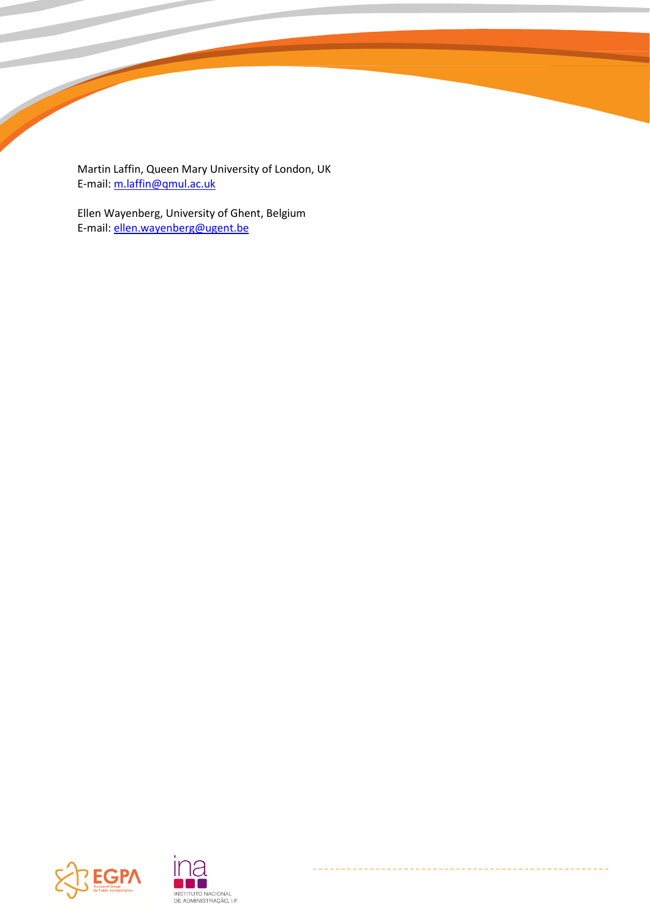Martin Laffin, Queen Mary University of London, UK
E-mail: m.laffin@qmul.ac.uk

Ellen Wayenberg, University of Ghent, Belgium
E-mail: ellen.wayenberg@ugent.be